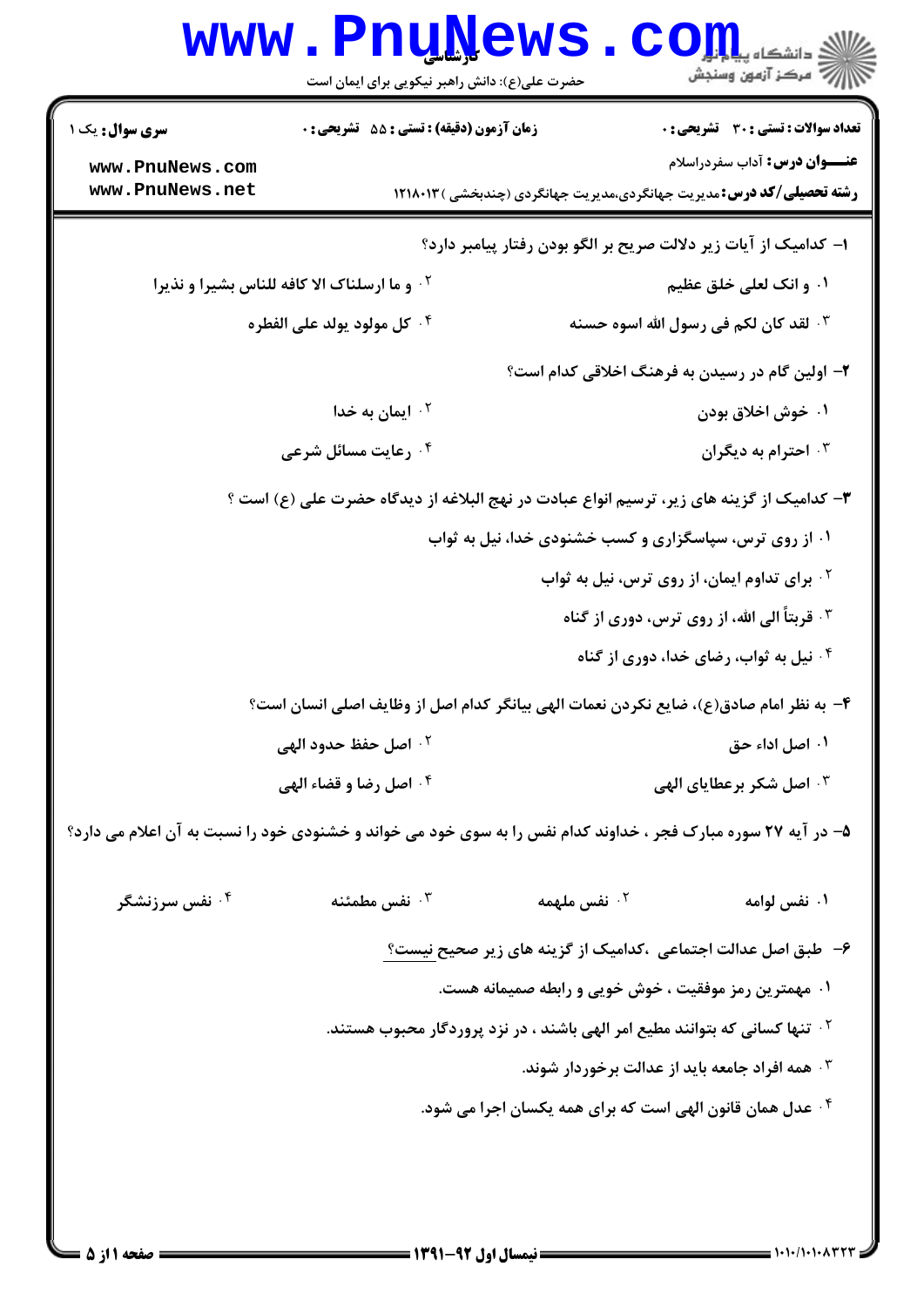**سری سوال:** یک ۱

**زمان آزمون (دقیقه) : تستی : ۵۵ تشریحی : ۰**

**تعداد سوالات : تستی : ۳۰ تشریحی : ۰**

**عنـــوان درس:** آداب سفردراسلام

**رشته تحصیلی/کد درس:** مدیریت جهانگردی،مدیریت جهانگردی (چندبخشی ) ۱۲۱۸۰۱۳

**۱-** کدامیک از آیات زیر دلالت صریح بر الگو بودن رفتار پیامبر دارد؟

۱. و انک لعلی خلق عظیم

۲. و ما ارسلناک الا کافه للناس بشیرا و نذیرا

۳. لقد کان لکم فی رسول الله اسوه حسنه

۴. کل مولود یولد علی الفطره

**۲-** اولین گام در رسیدن به فرهنگ اخلاقی کدام است؟

۱. خوش اخلاق بودن

۲. ایمان به خدا

۳. احترام به دیگران

۴. رعایت مسائل شرعی

**۳-** کدامیک از گزینه های زیر، ترسیم انواع عبادت در نهج البلاغه از دیدگاه حضرت علی (ع) است ؟

۱. از روی ترس، سپاسگزاری و کسب خشنودی خدا، نیل به ثواب

۲. برای تداوم ایمان، از روی ترس، نیل به ثواب

۳. قربتاً الی الله، از روی ترس، دوری از گناه

۴. نیل به ثواب، رضای خدا، دوری از گناه

**۴-** به نظر امام صادق(ع)، ضایع نکردن نعمات الهی بیانگر کدام اصل از وظایف اصلی انسان است؟

۱. اصل اداء حق

۲. اصل حفظ حدود الهی

۳. اصل شکر برعطایای الهی

۴. اصل رضا و قضاء الهی

**۵-** در آیه ۲۷ سوره مبارک فجر ، خداوند کدام نفس را به سوی خود می خواند و خشنودی خود را نسبت به آن اعلام می دارد؟

۱. نفس لوامه

۲. نفس ملهمه

۳. نفس مطمئنه

۴. نفس سرزنشگر

**۶-** طبق اصل عدالت اجتماعی ،کدامیک از گزینه های زیر صحیح نیست؟

۱. مهمترین رمز موفقیت ، خوش خویی و رابطه صمیمانه هست.

۲. تنها کسانی که بتوانند مطیع امر الهی باشند ، در نزد پروردگار محبوب هستند.

۳. همه افراد جامعه باید از عدالت برخوردار شوند.

۴. عدل همان قانون الهی است که برای همه یکسان اجرا می شود.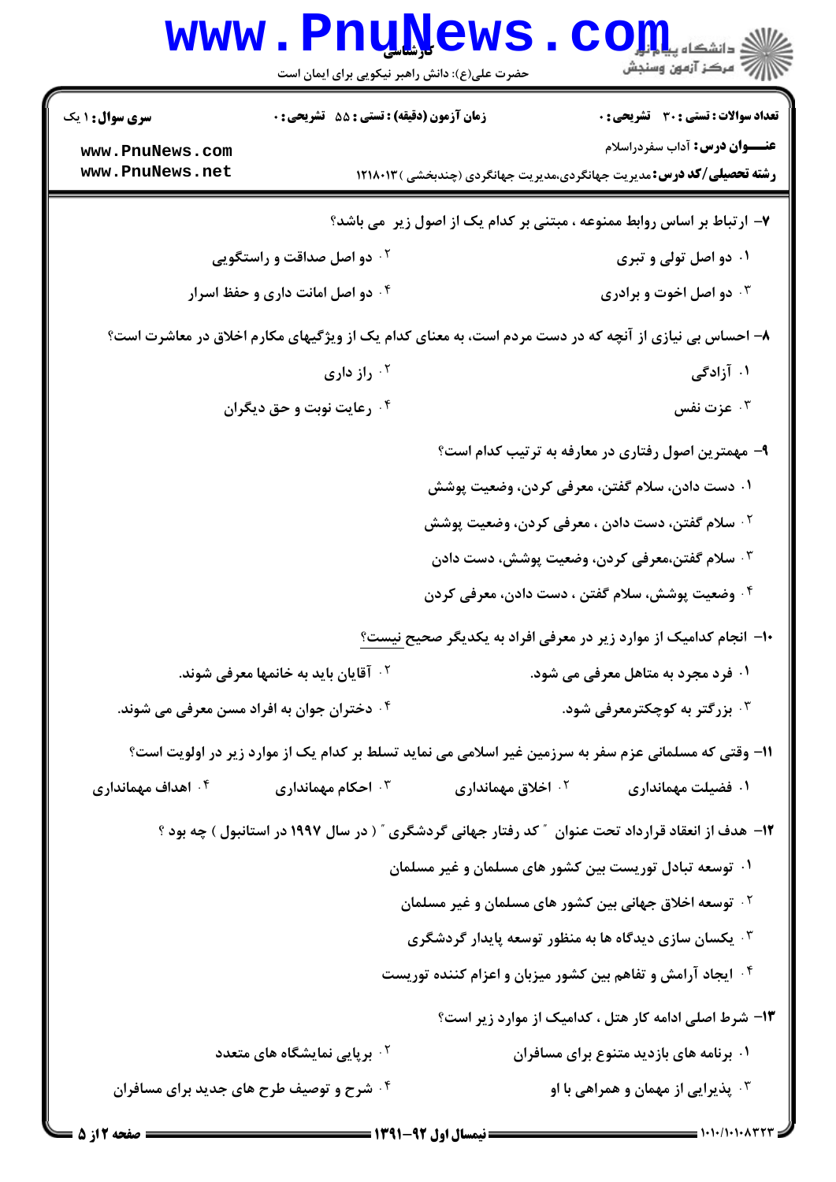**سری سوال:** ۱ یک | **زمان آزمون (دقیقه) : تستی :** ۵۵ **تشریحی :** ۰ | **تعداد سوالات : تستی :** ۳۰ **تشریحی :** ۰

**عنـــوان درس:** آداب سفردراسلام

**رشته تحصیلی/کد درس:** مدیریت جهانگردی،مدیریت جهانگردی (چندبخشی ) ۱۲۱۸۰۱۳

۷- ارتباط بر اساس روابط ممنوعه ، مبتنی بر کدام یک از اصول زیر  می باشد؟

۱. دو اصل تولی و تبری

۲. دو اصل صداقت و راستگویی

۳. دو اصل اخوت و برادری

۴. دو اصل امانت داری و حفظ اسرار

۸- احساس بی نیازی از آنچه که در دست مردم است، به معنای کدام یک از ویژگیهای مکارم اخلاق در معاشرت است؟

۱. آزادگی

۲. راز داری

۳. عزت نفس

۴. رعایت نوبت و حق دیگران

۹- مهمترین اصول رفتاری در معارفه به ترتیب کدام است؟

۱. دست دادن، سلام گفتن، معرفی کردن، وضعیت پوشش

۲. سلام گفتن، دست دادن ، معرفی کردن، وضعیت پوشش

۳. سلام گفتن،معرفی کردن، وضعیت پوشش، دست دادن

۴. وضعیت پوشش، سلام گفتن ، دست دادن، معرفی کردن

۱۰- انجام کدامیک از موارد زیر در معرفی افراد به یکدیگر صحیح نیست؟

۱. فرد مجرد به متاهل معرفی می شود.

۲. آقایان باید به خانمها معرفی شوند.

۳. بزرگتر به کوچکترمعرفی شود.

۴. دختران جوان به افراد مسن معرفی می شوند.

۱۱- وقتی که مسلمانی عزم سفر به سرزمین غیر اسلامی می نماید تسلط بر کدام یک از موارد زیر در اولویت است؟

۱. فضیلت مهمانداری

۲. اخلاق مهمانداری

۳. احکام مهمانداری

۴. اهداف مهمانداری

۱۲- هدف از انعقاد قرارداد تحت عنوان " کد رفتار جهانی گردشگری " ( در سال ۱۹۹۷ در استانبول ) چه بود ؟

۱. توسعه تبادل توریست بین کشور های مسلمان و غیر مسلمان

۲. توسعه اخلاق جهانی بین کشور های مسلمان و غیر مسلمان

۳. یکسان سازی دیدگاه ها به منظور توسعه پایدار گردشگری

۴. ایجاد آرامش و تفاهم بین کشور میزبان و اعزام کننده توریست

۱۳- شرط اصلی ادامه کار هتل ، کدامیک از موارد زیر است؟

۱. برنامه های بازدید متنوع برای مسافران

۲. برپایی نمایشگاه های متعدد

۳. پذیرایی از مهمان و همراهی با او

۴. شرح و توصیف طرح های جدید برای مسافران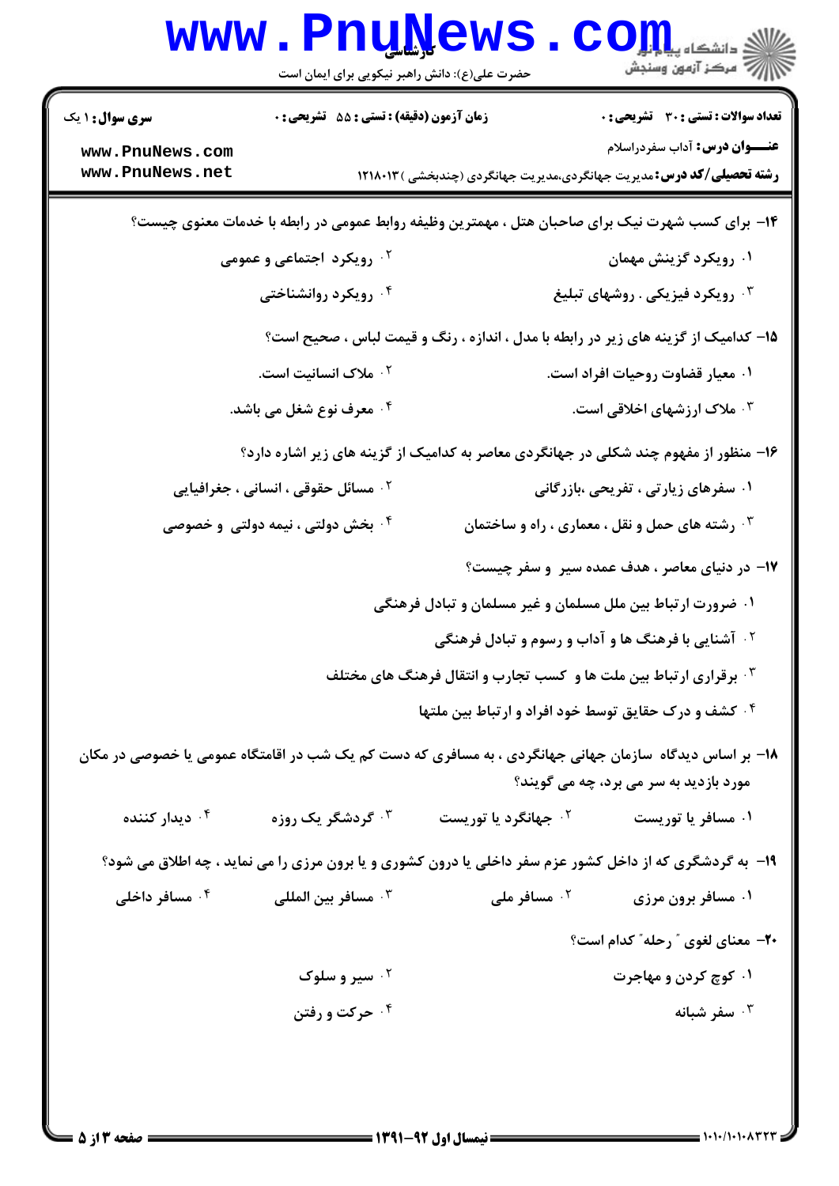**سری سوال:** ۱ یک

**زمان آزمون (دقیقه) : تستی :** ۵۵ **تشریحی :** ۰

**تعداد سوالات : تستی :** ۳۰ **تشریحی :** ۰

**عنـــوان درس:** آداب سفردراسلام

**رشته تحصیلی/کد درس:** مدیریت جهانگردی،مدیریت جهانگردی (چندبخشی ) ۱۲۱۸۰۱۳

۱۴- برای کسب شهرت نیک برای صاحبان هتل ، مهمترین وظیفه روابط عمومی در رابطه با خدمات معنوی چیست؟

۱. رویکرد گزینش مهمان
۲. رویکرد اجتماعی و عمومی
۳. رویکرد فیزیکی . روشهای تبلیغ
۴. رویکرد روانشناختی

۱۵- کدامیک از گزینه های زیر در رابطه با مدل ، اندازه ، رنگ و قیمت لباس ، صحیح است؟

۱. معیار قضاوت روحیات افراد است.
۲. ملاک انسانیت است.
۳. ملاک ارزشهای اخلاقی است.
۴. معرف نوع شغل می باشد.

۱۶- منظور از مفهوم چند شکلی در جهانگردی معاصر به کدامیک از گزینه های زیر اشاره دارد؟

۱. سفرهای زیارتی ، تفریحی ،بازرگانی
۲. مسائل حقوقی ، انسانی ، جغرافیایی
۳. رشته های حمل و نقل ، معماری ، راه و ساختمان
۴. بخش دولتی ، نیمه دولتی و خصوصی

۱۷- در دنیای معاصر ، هدف عمده سیر و سفر چیست؟

۱. ضرورت ارتباط بین ملل مسلمان و غیر مسلمان و تبادل فرهنگی
۲. آشنایی با فرهنگ ها و آداب و رسوم و تبادل فرهنگی
۳. برقراری ارتباط بین ملت ها و کسب تجارب و انتقال فرهنگ های مختلف
۴. کشف و درک حقایق توسط خود افراد و ارتباط بین ملتها

۱۸- بر اساس دیدگاه سازمان جهانی جهانگردی ، به مسافری که دست کم یک شب در اقامتگاه عمومی یا خصوصی در مکان مورد بازدید به سر می برد، چه می گویند؟

۱. مسافر یا توریست
۲. جهانگرد یا توریست
۳. گردشگر یک روزه
۴. دیدار کننده

۱۹- به گردشگری که از داخل کشور عزم سفر داخلی یا درون کشوری و یا برون مرزی را می نماید ، چه اطلاق می شود؟

۱. مسافر برون مرزی
۲. مسافر ملی
۳. مسافر بین المللی
۴. مسافر داخلی

۲۰- معنای لغوی " رحله" کدام است؟

۱. کوچ کردن و مهاجرت
۲. سیر و سلوک
۳. سفر شبانه
۴. حرکت و رفتن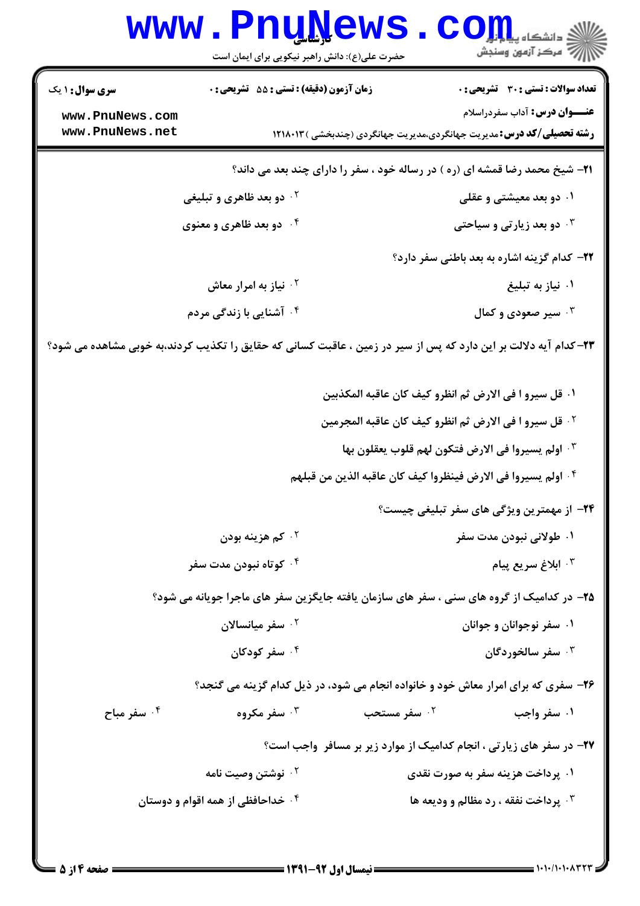**سری سوال:** ۱ یک | **زمان آزمون (دقیقه) : تستی :** ۵۵ **تشریحی :** ۰ | **تعداد سوالات : تستی :** ۳۰ **تشریحی :** ۰

**عنـــوان درس:** آداب سفردراسلام

**رشته تحصیلی/کد درس:** مدیریت جهانگردی،مدیریت جهانگردی (چندبخشی ) ۱۲۱۸۰۱۳

۲۱- شیخ محمد رضا قمشه ای (ره ) در رساله خود ، سفر را دارای چند بعد می داند؟

۱. دو بعد معیشتی و عقلی

۲. دو بعد ظاهری و تبلیغی

۳. دو بعد زیارتی و سیاحتی

۴. دو بعد ظاهری و معنوی

۲۲- کدام گزینه اشاره به بعد باطنی سفر دارد؟

۱. نیاز به تبلیغ

۲. نیاز به امرار معاش

۳. سیر صعودی و کمال

۴. آشنایی با زندگی مردم

۲۳-کدام آیه دلالت بر این دارد که پس از سیر در زمین ، عاقبت کسانی که حقایق را تکذیب کردند،به خوبی مشاهده می شود؟

۱. قل سیروا فی الارض ثم انظرو کیف کان عاقبه المکذبین

۲. قل سیروا فی الارض ثم انظرو کیف کان عاقبه المجرمین

۳. اولم یسیروا فی الارض فتکون لهم قلوب یعقلون بها

۴. اولم یسیروا فی الارض فینظروا کیف کان عاقبه الذین من قبلهم

۲۴- از مهمترین ویژگی های سفر تبلیغی چیست؟

۱. طولانی نبودن مدت سفر

۲. کم هزینه بودن

۳. ابلاغ سریع پیام

۴. کوتاه نبودن مدت سفر

۲۵- در کدامیک از گروه های سنی ، سفر های سازمان یافته جایگزین سفر های ماجرا جویانه می شود؟

۱. سفر نوجوانان و جوانان

۲. سفر میانسالان

۳. سفر سالخوردگان

۴. سفر کودکان

۲۶- سفری که برای امرار معاش خود و خانواده انجام می شود، در ذیل کدام گزینه می گنجد؟

۱. سفر واجب

۲. سفر مستحب

۳. سفر مکروه

۴. سفر مباح

۲۷- در سفر های زیارتی ، انجام کدامیک از موارد زیر بر مسافر واجب است؟

۱. پرداخت هزینه سفر به صورت نقدی

۲. نوشتن وصیت نامه

۳. پرداخت نفقه ، رد مظالم و ودیعه ها

۴. خداحافظی از همه اقوام و دوستان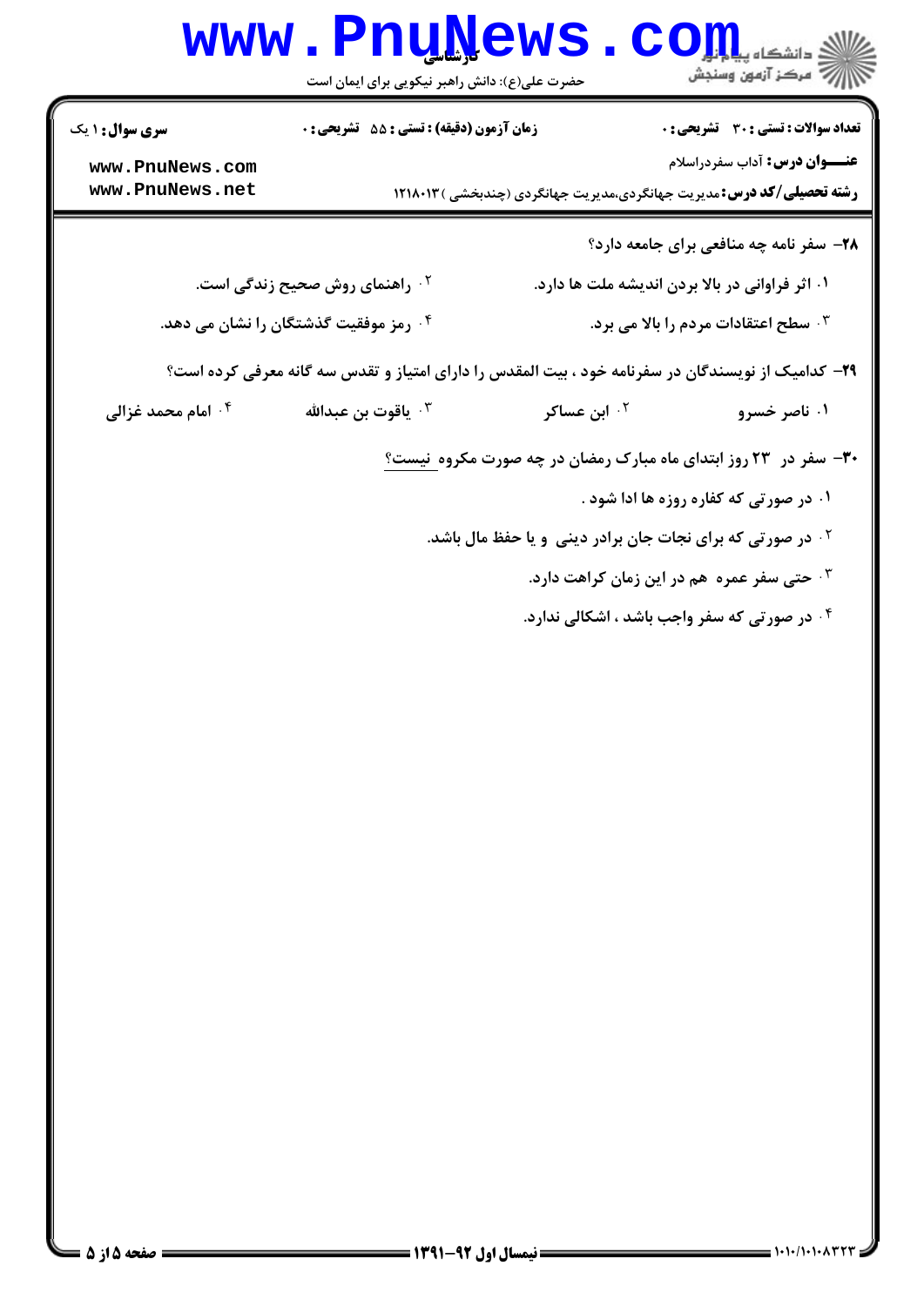۲۸- سفر نامه چه منافعی برای جامعه دارد؟

۱. اثر فراوانی در بالا بردن اندیشه ملت ها دارد.

۲. راهنمای روش صحیح زندگی است.

۳. سطح اعتقادات مردم را بالا می برد.

۴. رمز موفقیت گذشتگان را نشان می دهد.

۲۹- کدامیک از نویسندگان در سفرنامه خود ، بیت المقدس را دارای امتیاز و تقدس سه گانه معرفی کرده است؟

۱. ناصر خسرو

۲. ابن عساکر

۳. یاقوت بن عبدالله

۴. امام محمد غزالی

۳۰- سفر در ۲۳ روز ابتدای ماه مبارک رمضان در چه صورت مکروه نیست؟

۱. در صورتی که کفاره روزه ها ادا شود .

۲. در صورتی که برای نجات جان برادر دینی و یا حفظ مال باشد.

۳. حتی سفر عمره هم در این زمان کراهت دارد.

۴. در صورتی که سفر واجب باشد ، اشکالی ندارد.